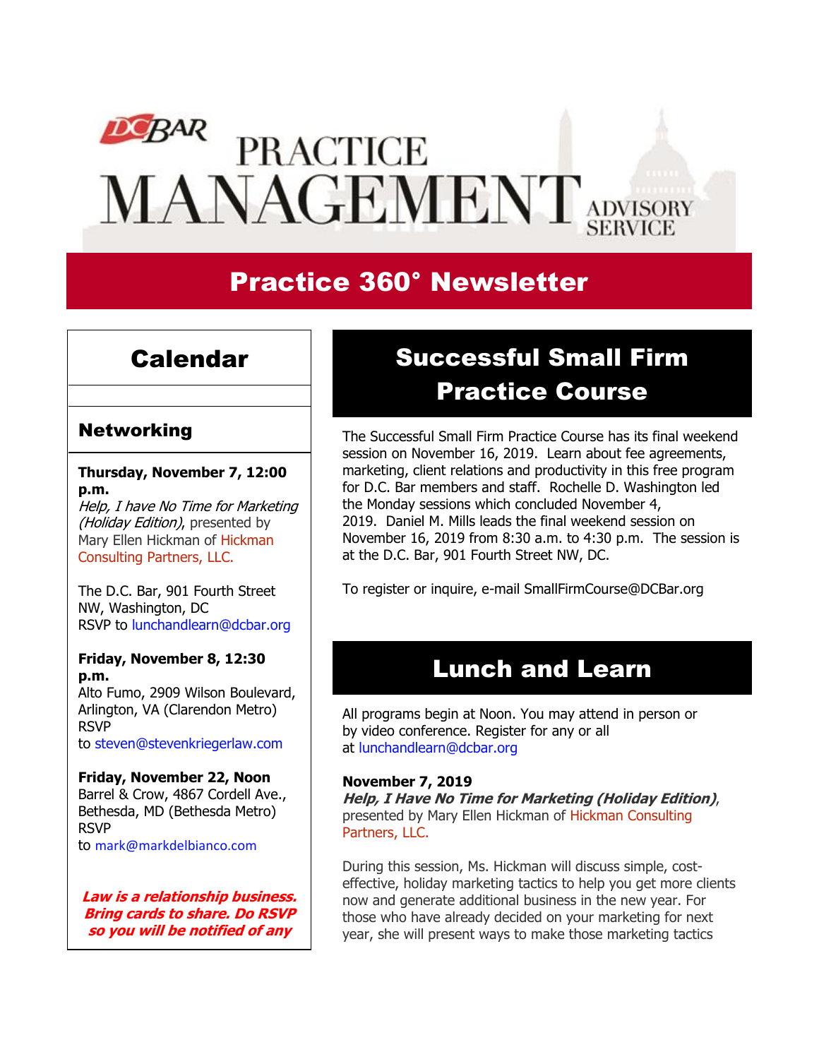# DC BAR PRACTICE MANAGEMENT ADVISORY SERVICE

## Practice 360° Newsletter

## Calendar

### Networking

**Thursday, November 7, 12:00 p.m.**
*Help, I have No Time for Marketing (Holiday Edition)*, presented by Mary Ellen Hickman of Hickman Consulting Partners, LLC.

The D.C. Bar, 901 Fourth Street NW, Washington, DC
RSVP to lunchandlearn@dcbar.org

**Friday, November 8, 12:30 p.m.**
Alto Fumo, 2909 Wilson Boulevard, Arlington, VA (Clarendon Metro)
RSVP to steven@stevenkriegerlaw.com

**Friday, November 22, Noon**
Barrel & Crow, 4867 Cordell Ave., Bethesda, MD (Bethesda Metro)
RSVP to mark@markdelbianco.com

***Law is a relationship business. Bring cards to share. Do RSVP so you will be notified of any***

## Successful Small Firm Practice Course

The Successful Small Firm Practice Course has its final weekend session on November 16, 2019. Learn about fee agreements, marketing, client relations and productivity in this free program for D.C. Bar members and staff. Rochelle D. Washington led the Monday sessions which concluded November 4, 2019. Daniel M. Mills leads the final weekend session on November 16, 2019 from 8:30 a.m. to 4:30 p.m. The session is at the D.C. Bar, 901 Fourth Street NW, DC.

To register or inquire, e-mail SmallFirmCourse@DCBar.org

## Lunch and Learn

All programs begin at Noon. You may attend in person or by video conference. Register for any or all at lunchandlearn@dcbar.org

**November 7, 2019**
***Help, I Have No Time for Marketing (Holiday Edition)***, presented by Mary Ellen Hickman of Hickman Consulting Partners, LLC.

During this session, Ms. Hickman will discuss simple, cost-effective, holiday marketing tactics to help you get more clients now and generate additional business in the new year. For those who have already decided on your marketing for next year, she will present ways to make those marketing tactics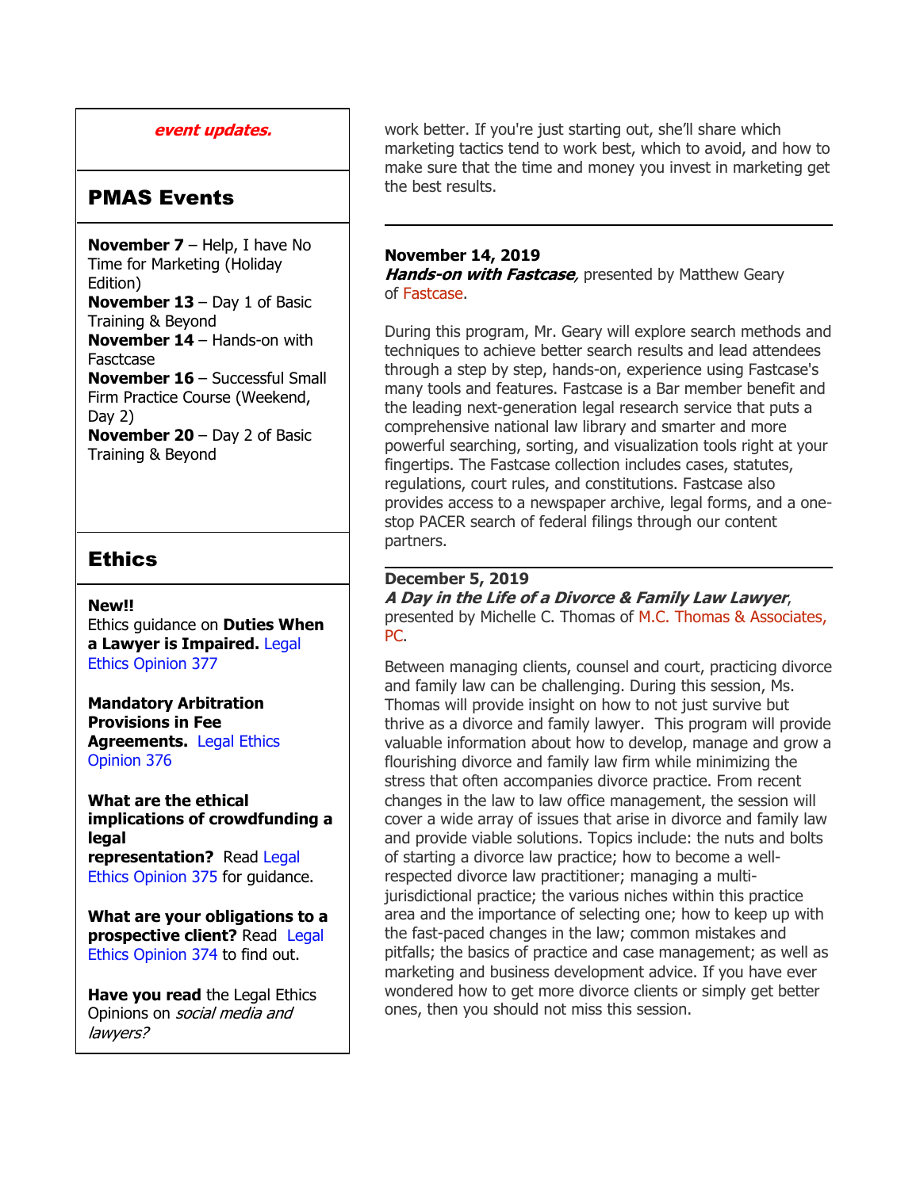***event updates.***

## PMAS Events

**November 7** – Help, I have No Time for Marketing (Holiday Edition)
**November 13** – Day 1 of Basic Training & Beyond
**November 14** – Hands-on with Fasctcase
**November 16** – Successful Small Firm Practice Course (Weekend, Day 2)
**November 20** – Day 2 of Basic Training & Beyond

## Ethics

**New!!**
Ethics guidance on **Duties When a Lawyer is Impaired.** Legal Ethics Opinion 377

**Mandatory Arbitration Provisions in Fee Agreements.** Legal Ethics Opinion 376

**What are the ethical implications of crowdfunding a legal representation?** Read Legal Ethics Opinion 375 for guidance.

**What are your obligations to a prospective client?** Read Legal Ethics Opinion 374 to find out.

**Have you read** the Legal Ethics Opinions on *social media and lawyers?*

work better. If you're just starting out, she'll share which marketing tactics tend to work best, which to avoid, and how to make sure that the time and money you invest in marketing get the best results.

---

**November 14, 2019**
***Hands-on with Fastcase***, presented by Matthew Geary of Fastcase.

During this program, Mr. Geary will explore search methods and techniques to achieve better search results and lead attendees through a step by step, hands-on, experience using Fastcase's many tools and features. Fastcase is a Bar member benefit and the leading next-generation legal research service that puts a comprehensive national law library and smarter and more powerful searching, sorting, and visualization tools right at your fingertips. The Fastcase collection includes cases, statutes, regulations, court rules, and constitutions. Fastcase also provides access to a newspaper archive, legal forms, and a one-stop PACER search of federal filings through our content partners.

---

**December 5, 2019**
***A Day in the Life of a Divorce & Family Law Lawyer***, presented by Michelle C. Thomas of M.C. Thomas & Associates, PC.

Between managing clients, counsel and court, practicing divorce and family law can be challenging. During this session, Ms. Thomas will provide insight on how to not just survive but thrive as a divorce and family lawyer. This program will provide valuable information about how to develop, manage and grow a flourishing divorce and family law firm while minimizing the stress that often accompanies divorce practice. From recent changes in the law to law office management, the session will cover a wide array of issues that arise in divorce and family law and provide viable solutions. Topics include: the nuts and bolts of starting a divorce law practice; how to become a well-respected divorce law practitioner; managing a multi-jurisdictional practice; the various niches within this practice area and the importance of selecting one; how to keep up with the fast-paced changes in the law; common mistakes and pitfalls; the basics of practice and case management; as well as marketing and business development advice. If you have ever wondered how to get more divorce clients or simply get better ones, then you should not miss this session.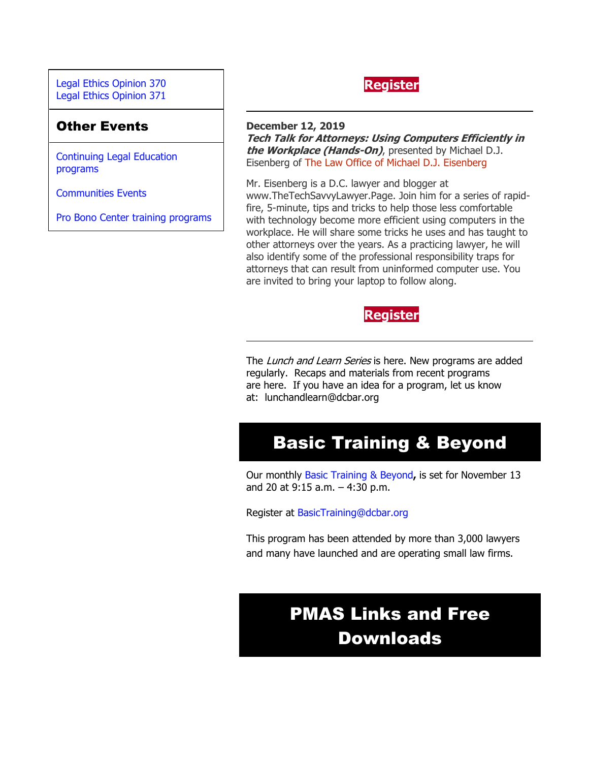Legal Ethics Opinion 370
Legal Ethics Opinion 371

## Other Events

Continuing Legal Education programs

Communities Events

Pro Bono Center training programs

**Register**

---

**December 12, 2019**
***Tech Talk for Attorneys: Using Computers Efficiently in the Workplace (Hands-On)***, presented by Michael D.J. Eisenberg of The Law Office of Michael D.J. Eisenberg

Mr. Eisenberg is a D.C. lawyer and blogger at www.TheTechSavvyLawyer.Page. Join him for a series of rapid-fire, 5-minute, tips and tricks to help those less comfortable with technology become more efficient using computers in the workplace. He will share some tricks he uses and has taught to other attorneys over the years. As a practicing lawyer, he will also identify some of the professional responsibility traps for attorneys that can result from uninformed computer use. You are invited to bring your laptop to follow along.

**Register**

---

The *Lunch and Learn Series* is here. New programs are added regularly. Recaps and materials from recent programs are here. If you have an idea for a program, let us know at: lunchandlearn@dcbar.org

## Basic Training & Beyond

Our monthly Basic Training & Beyond**,** is set for November 13 and 20 at 9:15 a.m. – 4:30 p.m.

Register at BasicTraining@dcbar.org

This program has been attended by more than 3,000 lawyers and many have launched and are operating small law firms.

## PMAS Links and Free Downloads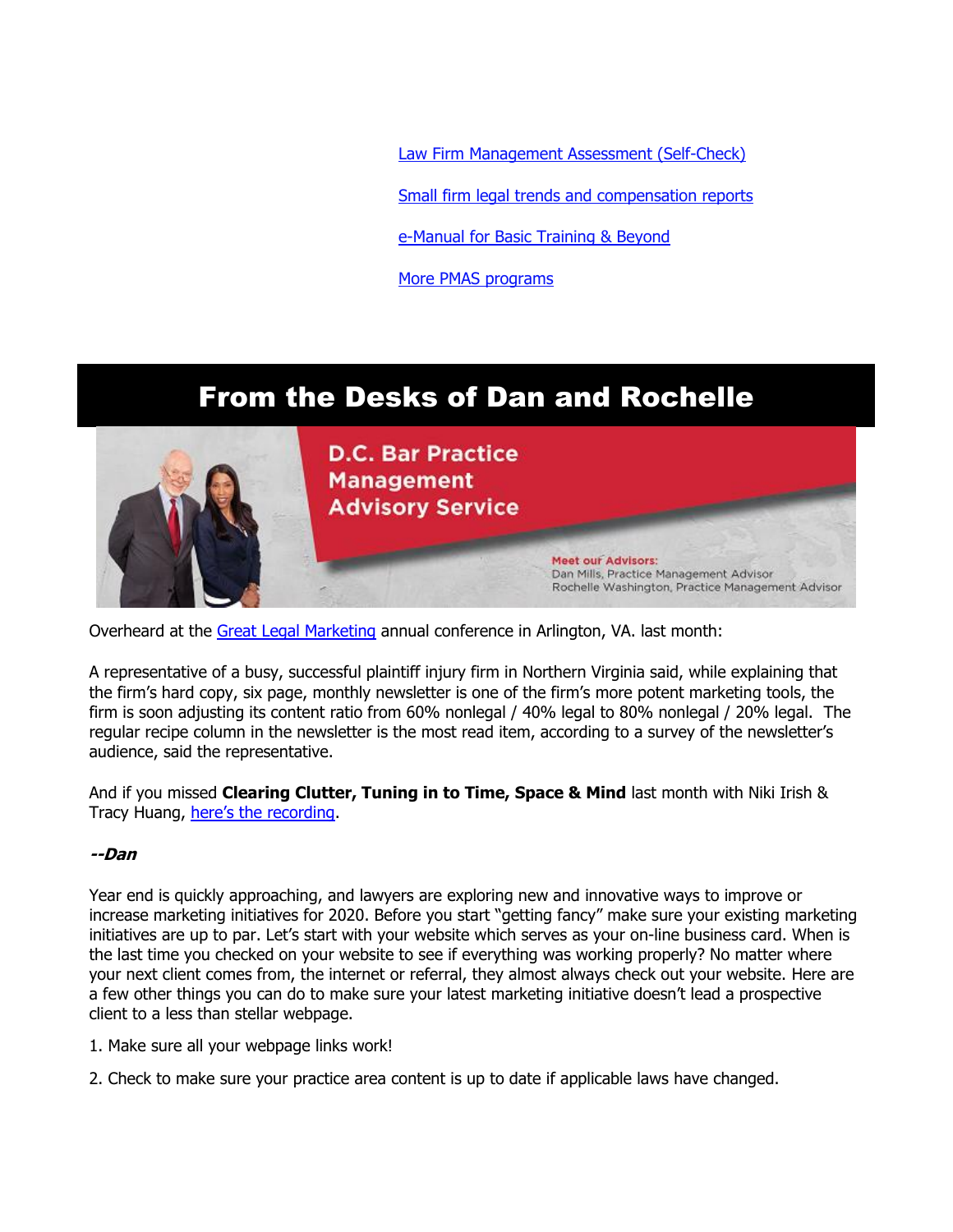[Law Firm Management Assessment (Self-Check)]

[Small firm legal trends and compensation reports]

[e-Manual for Basic Training & Beyond]

[More PMAS programs]

# From the Desks of Dan and Rochelle

D.C. Bar Practice Management Advisory Service

Meet our Advisors:
Dan Mills, Practice Management Advisor
Rochelle Washington, Practice Management Advisor

Overheard at the Great Legal Marketing annual conference in Arlington, VA. last month:

A representative of a busy, successful plaintiff injury firm in Northern Virginia said, while explaining that the firm's hard copy, six page, monthly newsletter is one of the firm's more potent marketing tools, the firm is soon adjusting its content ratio from 60% nonlegal / 40% legal to 80% nonlegal / 20% legal. The regular recipe column in the newsletter is the most read item, according to a survey of the newsletter's audience, said the representative.

And if you missed **Clearing Clutter, Tuning in to Time, Space & Mind** last month with Niki Irish & Tracy Huang, here's the recording.

***--Dan***

Year end is quickly approaching, and lawyers are exploring new and innovative ways to improve or increase marketing initiatives for 2020. Before you start "getting fancy" make sure your existing marketing initiatives are up to par. Let's start with your website which serves as your on-line business card. When is the last time you checked on your website to see if everything was working properly? No matter where your next client comes from, the internet or referral, they almost always check out your website. Here are a few other things you can do to make sure your latest marketing initiative doesn't lead a prospective client to a less than stellar webpage.

1. Make sure all your webpage links work!

2. Check to make sure your practice area content is up to date if applicable laws have changed.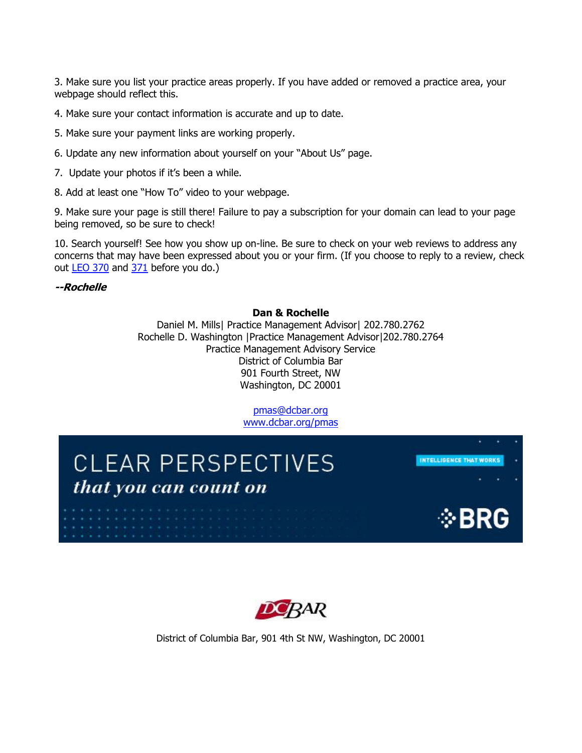3. Make sure you list your practice areas properly. If you have added or removed a practice area, your webpage should reflect this.

4. Make sure your contact information is accurate and up to date.

5. Make sure your payment links are working properly.

6. Update any new information about yourself on your "About Us" page.

7. Update your photos if it's been a while.

8. Add at least one "How To" video to your webpage.

9. Make sure your page is still there! Failure to pay a subscription for your domain can lead to your page being removed, so be sure to check!

10. Search yourself! See how you show up on-line. Be sure to check on your web reviews to address any concerns that may have been expressed about you or your firm. (If you choose to reply to a review, check out LEO 370 and 371 before you do.)

***--Rochelle***

**Dan & Rochelle**
Daniel M. Mills| Practice Management Advisor| 202.780.2762
Rochelle D. Washington |Practice Management Advisor|202.780.2764
Practice Management Advisory Service
District of Columbia Bar
901 Fourth Street, NW
Washington, DC 20001

pmas@dcbar.org
www.dcbar.org/pmas

CLEAR PERSPECTIVES
*that you can count on*
INTELLIGENCE THAT WORKS
BRG

DCBAR

District of Columbia Bar, 901 4th St NW, Washington, DC 20001